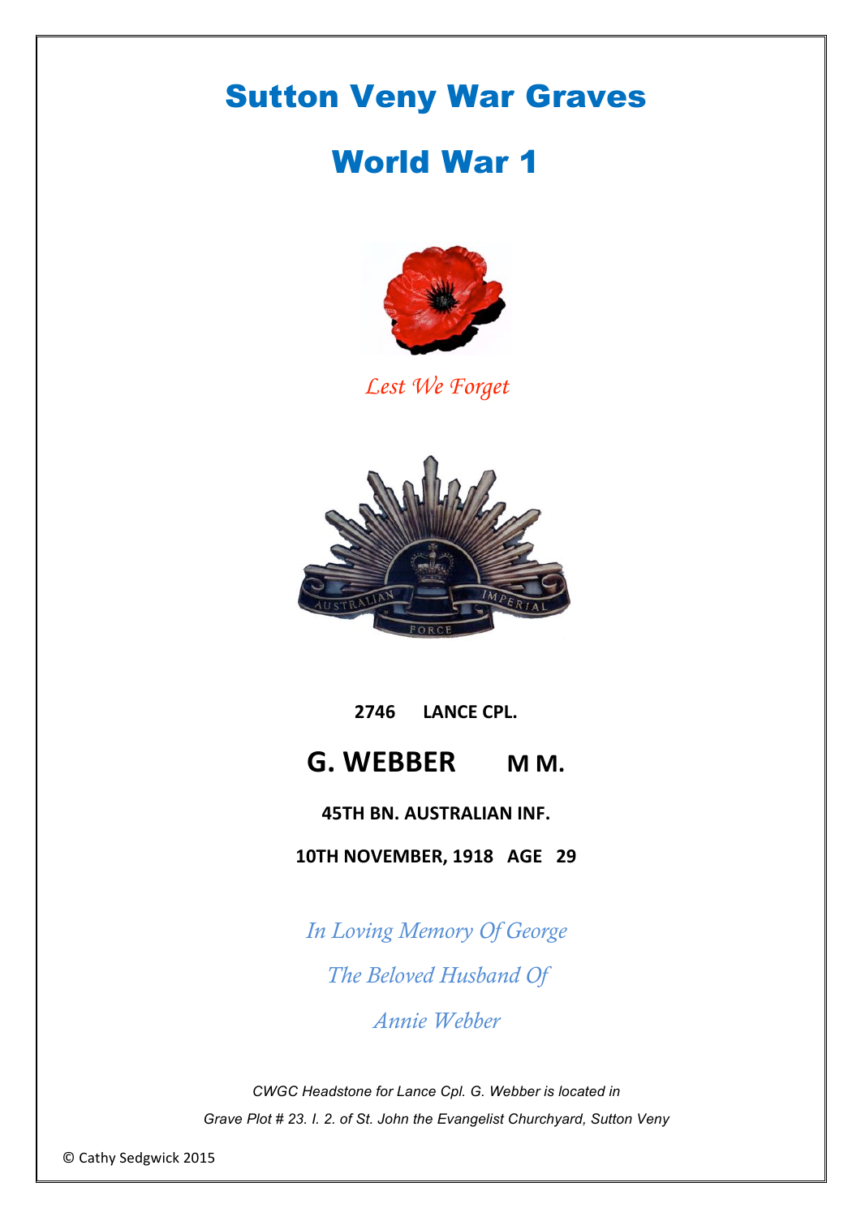# Sutton Veny War Graves

# World War 1

*Lest We Forget*

**2746 LANCE CPL.**

## G. WEBBER M M.

**45TH BN. AUSTRALIAN INF.**

**10TH NOVEMBER, 1918 AGE 29**

*In Loving Memory Of George*

*The Beloved Husband Of*

*Annie Webber*

*CWGC Headstone for Lance Cpl. G. Webber is located in*

*Grave Plot # 23. I. 2. of St. John the Evangelist Churchyard, Sutton Veny*

© Cathy Sedgwick 2015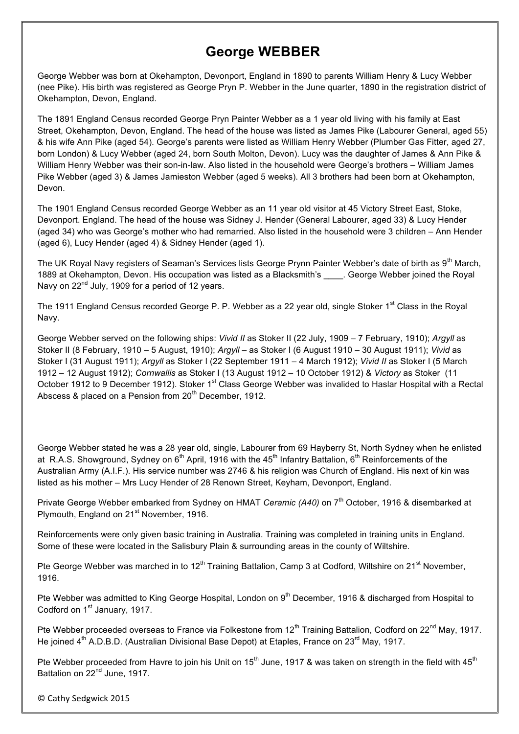# George WEBBER

George Webber was born at Okehampton, Devonport, England in 1890 to parents William Henry & Lucy Webber (nee Pike). His birth was registered as George Pryn P. Webber in the June quarter, 1890 in the registration district of Okehampton, Devon, England.

The 1891 England Census recorded George Pryn Painter Webber as a 1 year old living with his family at East Street, Okehampton, Devon, England. The head of the house was listed as James Pike (Labourer General, aged 55) & his wife Ann Pike (aged 54). George's parents were listed as William Henry Webber (Plumber Gas Fitter, aged 27, born London) & Lucy Webber (aged 24, born South Molton, Devon). Lucy was the daughter of James & Ann Pike & William Henry Webber was their son-in-law. Also listed in the household were George's brothers – William James Pike Webber (aged 3) & James Jamieston Webber (aged 5 weeks). All 3 brothers had been born at Okehampton, Devon.

The 1901 England Census recorded George Webber as an 11 year old visitor at 45 Victory Street East, Stoke, Devonport. England. The head of the house was Sidney J. Hender (General Labourer, aged 33) & Lucy Hender (aged 34) who was George's mother who had remarried. Also listed in the household were 3 children – Ann Hender (aged 6), Lucy Hender (aged 4) & Sidney Hender (aged 1).

The UK Royal Navy registers of Seaman's Services lists George Prynn Painter Webber's date of birth as 9th March, 1889 at Okehampton, Devon. His occupation was listed as a Blacksmith's ____. George Webber joined the Royal Navy on 22nd July, 1909 for a period of 12 years.

The 1911 England Census recorded George P. P. Webber as a 22 year old, single Stoker 1st Class in the Royal Navy.

George Webber served on the following ships: *Vivid II* as Stoker II (22 July, 1909 – 7 February, 1910); *Argyll* as Stoker II (8 February, 1910 – 5 August, 1910); *Argyll* – as Stoker I (6 August 1910 – 30 August 1911); *Vivid* as Stoker I (31 August 1911); *Argyll* as Stoker I (22 September 1911 – 4 March 1912); *Vivid II* as Stoker I (5 March 1912 – 12 August 1912); *Cornwallis* as Stoker I (13 August 1912 – 10 October 1912) & *Victory* as Stoker (11 October 1912 to 9 December 1912). Stoker 1st Class George Webber was invalided to Haslar Hospital with a Rectal Abscess & placed on a Pension from 20th December, 1912.

George Webber stated he was a 28 year old, single, Labourer from 69 Hayberry St, North Sydney when he enlisted at R.A.S. Showground, Sydney on 6th April, 1916 with the 45th Infantry Battalion, 6th Reinforcements of the Australian Army (A.I.F.). His service number was 2746 & his religion was Church of England. His next of kin was listed as his mother – Mrs Lucy Hender of 28 Renown Street, Keyham, Devonport, England.

Private George Webber embarked from Sydney on HMAT *Ceramic (A40)* on 7th October, 1916 & disembarked at Plymouth, England on 21st November, 1916.

Reinforcements were only given basic training in Australia. Training was completed in training units in England. Some of these were located in the Salisbury Plain & surrounding areas in the county of Wiltshire.

Pte George Webber was marched in to 12th Training Battalion, Camp 3 at Codford, Wiltshire on 21st November, 1916.

Pte Webber was admitted to King George Hospital, London on 9th December, 1916 & discharged from Hospital to Codford on 1st January, 1917.

Pte Webber proceeded overseas to France via Folkestone from 12th Training Battalion, Codford on 22nd May, 1917. He joined 4th A.D.B.D. (Australian Divisional Base Depot) at Etaples, France on 23rd May, 1917.

Pte Webber proceeded from Havre to join his Unit on 15th June, 1917 & was taken on strength in the field with 45th Battalion on 22nd June, 1917.

© Cathy Sedgwick 2015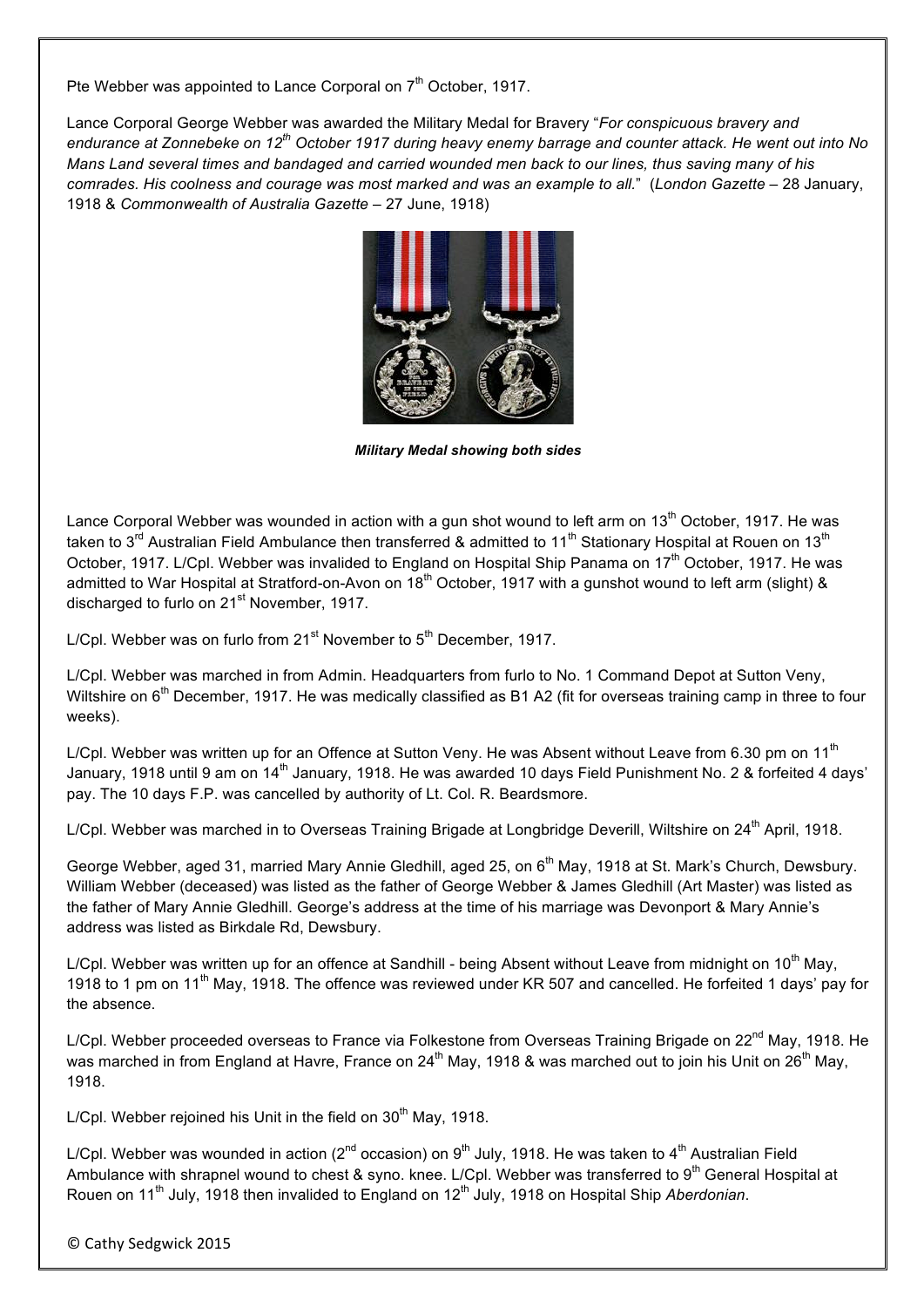Pte Webber was appointed to Lance Corporal on 7th October, 1917.

Lance Corporal George Webber was awarded the Military Medal for Bravery "*For conspicuous bravery and endurance at Zonnebeke on 12th October 1917 during heavy enemy barrage and counter attack. He went out into No Mans Land several times and bandaged and carried wounded men back to our lines, thus saving many of his comrades. His coolness and courage was most marked and was an example to all.*" (*London Gazette* – 28 January, 1918 & *Commonwealth of Australia Gazette* – 27 June, 1918)

***Military Medal showing both sides***

Lance Corporal Webber was wounded in action with a gun shot wound to left arm on 13th October, 1917. He was taken to 3rd Australian Field Ambulance then transferred & admitted to 11th Stationary Hospital at Rouen on 13th October, 1917. L/Cpl. Webber was invalided to England on Hospital Ship Panama on 17th October, 1917. He was admitted to War Hospital at Stratford-on-Avon on 18th October, 1917 with a gunshot wound to left arm (slight) & discharged to furlo on 21st November, 1917.

L/Cpl. Webber was on furlo from 21st November to 5th December, 1917.

L/Cpl. Webber was marched in from Admin. Headquarters from furlo to No. 1 Command Depot at Sutton Veny, Wiltshire on 6th December, 1917. He was medically classified as B1 A2 (fit for overseas training camp in three to four weeks).

L/Cpl. Webber was written up for an Offence at Sutton Veny. He was Absent without Leave from 6.30 pm on 11th January, 1918 until 9 am on 14th January, 1918. He was awarded 10 days Field Punishment No. 2 & forfeited 4 days' pay. The 10 days F.P. was cancelled by authority of Lt. Col. R. Beardsmore.

L/Cpl. Webber was marched in to Overseas Training Brigade at Longbridge Deverill, Wiltshire on 24th April, 1918.

George Webber, aged 31, married Mary Annie Gledhill, aged 25, on 6th May, 1918 at St. Mark's Church, Dewsbury. William Webber (deceased) was listed as the father of George Webber & James Gledhill (Art Master) was listed as the father of Mary Annie Gledhill. George's address at the time of his marriage was Devonport & Mary Annie's address was listed as Birkdale Rd, Dewsbury.

L/Cpl. Webber was written up for an offence at Sandhill - being Absent without Leave from midnight on 10th May, 1918 to 1 pm on 11th May, 1918. The offence was reviewed under KR 507 and cancelled. He forfeited 1 days' pay for the absence.

L/Cpl. Webber proceeded overseas to France via Folkestone from Overseas Training Brigade on 22nd May, 1918. He was marched in from England at Havre, France on 24th May, 1918 & was marched out to join his Unit on 26th May, 1918.

L/Cpl. Webber rejoined his Unit in the field on 30th May, 1918.

L/Cpl. Webber was wounded in action (2nd occasion) on 9th July, 1918. He was taken to 4th Australian Field Ambulance with shrapnel wound to chest & syno. knee. L/Cpl. Webber was transferred to 9th General Hospital at Rouen on 11th July, 1918 then invalided to England on 12th July, 1918 on Hospital Ship *Aberdonian*.

© Cathy Sedgwick 2015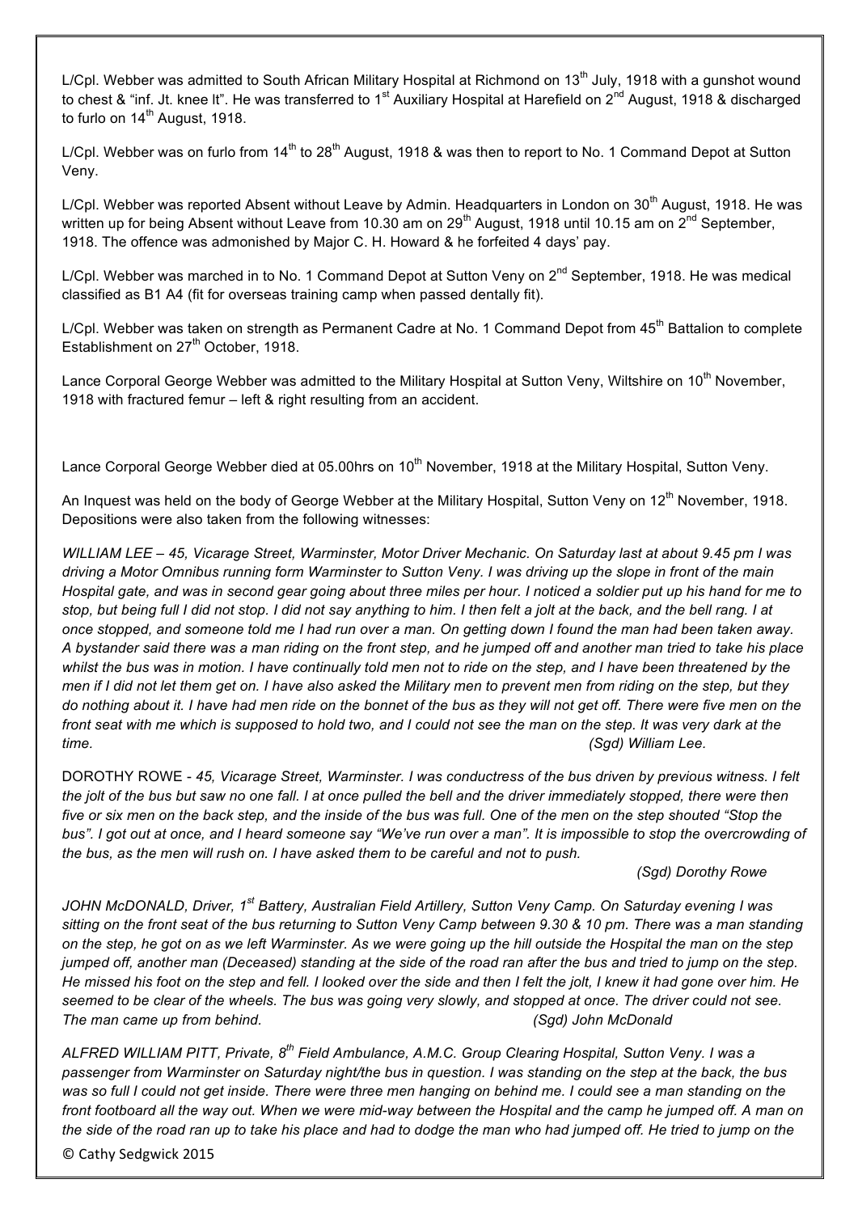L/Cpl. Webber was admitted to South African Military Hospital at Richmond on 13th July, 1918 with a gunshot wound to chest & "inf. Jt. knee lt". He was transferred to 1st Auxiliary Hospital at Harefield on 2nd August, 1918 & discharged to furlo on 14th August, 1918.

L/Cpl. Webber was on furlo from 14th to 28th August, 1918 & was then to report to No. 1 Command Depot at Sutton Veny.

L/Cpl. Webber was reported Absent without Leave by Admin. Headquarters in London on 30th August, 1918. He was written up for being Absent without Leave from 10.30 am on 29th August, 1918 until 10.15 am on 2nd September, 1918. The offence was admonished by Major C. H. Howard & he forfeited 4 days' pay.

L/Cpl. Webber was marched in to No. 1 Command Depot at Sutton Veny on 2nd September, 1918. He was medical classified as B1 A4 (fit for overseas training camp when passed dentally fit).

L/Cpl. Webber was taken on strength as Permanent Cadre at No. 1 Command Depot from 45th Battalion to complete Establishment on 27th October, 1918.

Lance Corporal George Webber was admitted to the Military Hospital at Sutton Veny, Wiltshire on 10th November, 1918 with fractured femur – left & right resulting from an accident.

Lance Corporal George Webber died at 05.00hrs on 10th November, 1918 at the Military Hospital, Sutton Veny.

An Inquest was held on the body of George Webber at the Military Hospital, Sutton Veny on 12th November, 1918. Depositions were also taken from the following witnesses:

*WILLIAM LEE – 45, Vicarage Street, Warminster, Motor Driver Mechanic. On Saturday last at about 9.45 pm I was driving a Motor Omnibus running form Warminster to Sutton Veny. I was driving up the slope in front of the main Hospital gate, and was in second gear going about three miles per hour. I noticed a soldier put up his hand for me to stop, but being full I did not stop. I did not say anything to him. I then felt a jolt at the back, and the bell rang. I at once stopped, and someone told me I had run over a man. On getting down I found the man had been taken away. A bystander said there was a man riding on the front step, and he jumped off and another man tried to take his place whilst the bus was in motion. I have continually told men not to ride on the step, and I have been threatened by the men if I did not let them get on. I have also asked the Military men to prevent men from riding on the step, but they do nothing about it. I have had men ride on the bonnet of the bus as they will not get off. There were five men on the front seat with me which is supposed to hold two, and I could not see the man on the step. It was very dark at the time. (Sgd) William Lee.*

DOROTHY ROWE - *45, Vicarage Street, Warminster. I was conductress of the bus driven by previous witness. I felt the jolt of the bus but saw no one fall. I at once pulled the bell and the driver immediately stopped, there were then five or six men on the back step, and the inside of the bus was full. One of the men on the step shouted "Stop the bus". I got out at once, and I heard someone say "We've run over a man". It is impossible to stop the overcrowding of the bus, as the men will rush on. I have asked them to be careful and not to push.*

*(Sgd) Dorothy Rowe*

*JOHN McDONALD, Driver, 1st Battery, Australian Field Artillery, Sutton Veny Camp. On Saturday evening I was sitting on the front seat of the bus returning to Sutton Veny Camp between 9.30 & 10 pm. There was a man standing on the step, he got on as we left Warminster. As we were going up the hill outside the Hospital the man on the step jumped off, another man (Deceased) standing at the side of the road ran after the bus and tried to jump on the step. He missed his foot on the step and fell. I looked over the side and then I felt the jolt, I knew it had gone over him. He seemed to be clear of the wheels. The bus was going very slowly, and stopped at once. The driver could not see. The man came up from behind. (Sgd) John McDonald*

*ALFRED WILLIAM PITT, Private, 8th Field Ambulance, A.M.C. Group Clearing Hospital, Sutton Veny. I was a passenger from Warminster on Saturday night/the bus in question. I was standing on the step at the back, the bus was so full I could not get inside. There were three men hanging on behind me. I could see a man standing on the front footboard all the way out. When we were mid-way between the Hospital and the camp he jumped off. A man on the side of the road ran up to take his place and had to dodge the man who had jumped off. He tried to jump on the*

© Cathy Sedgwick 2015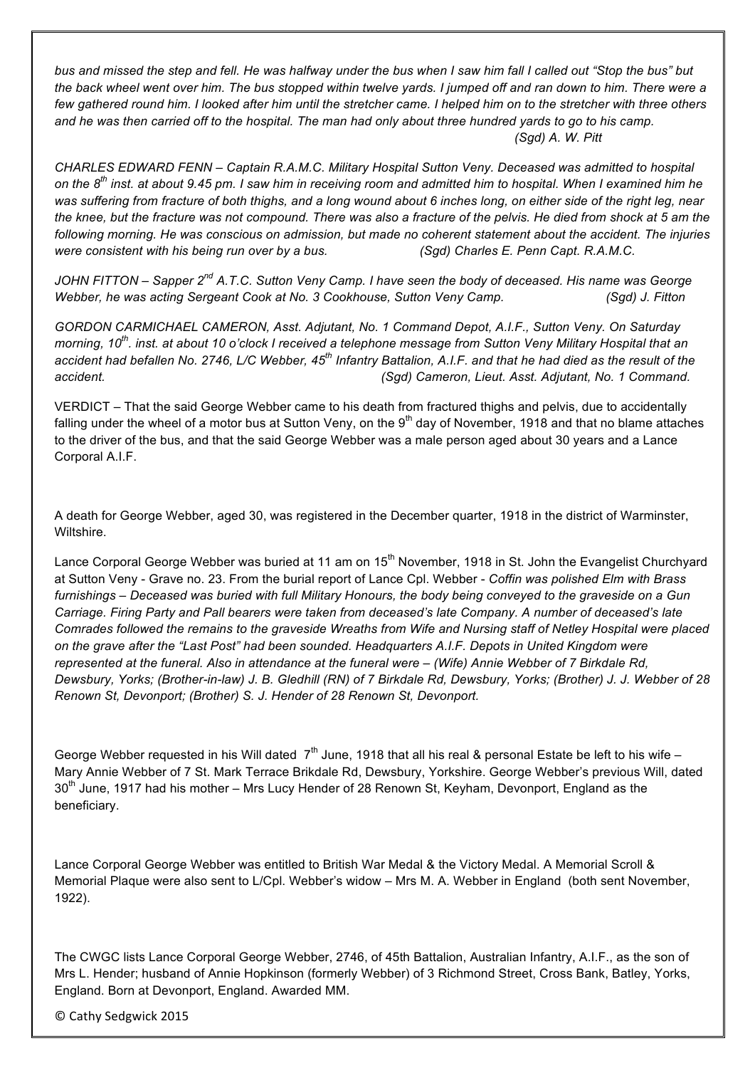*bus and missed the step and fell. He was halfway under the bus when I saw him fall I called out "Stop the bus" but the back wheel went over him. The bus stopped within twelve yards. I jumped off and ran down to him. There were a few gathered round him. I looked after him until the stretcher came. I helped him on to the stretcher with three others and he was then carried off to the hospital. The man had only about three hundred yards to go to his camp.*
*(Sgd) A. W. Pitt*

*CHARLES EDWARD FENN – Captain R.A.M.C. Military Hospital Sutton Veny. Deceased was admitted to hospital on the 8th inst. at about 9.45 pm. I saw him in receiving room and admitted him to hospital. When I examined him he was suffering from fracture of both thighs, and a long wound about 6 inches long, on either side of the right leg, near the knee, but the fracture was not compound. There was also a fracture of the pelvis. He died from shock at 5 am the following morning. He was conscious on admission, but made no coherent statement about the accident. The injuries were consistent with his being run over by a bus. (Sgd) Charles E. Penn Capt. R.A.M.C.*

*JOHN FITTON – Sapper 2nd A.T.C. Sutton Veny Camp. I have seen the body of deceased. His name was George Webber, he was acting Sergeant Cook at No. 3 Cookhouse, Sutton Veny Camp. (Sgd) J. Fitton*

*GORDON CARMICHAEL CAMERON, Asst. Adjutant, No. 1 Command Depot, A.I.F., Sutton Veny. On Saturday morning, 10th. inst. at about 10 o'clock I received a telephone message from Sutton Veny Military Hospital that an accident had befallen No. 2746, L/C Webber, 45th Infantry Battalion, A.I.F. and that he had died as the result of the accident. (Sgd) Cameron, Lieut. Asst. Adjutant, No. 1 Command.*

VERDICT – That the said George Webber came to his death from fractured thighs and pelvis, due to accidentally falling under the wheel of a motor bus at Sutton Veny, on the 9th day of November, 1918 and that no blame attaches to the driver of the bus, and that the said George Webber was a male person aged about 30 years and a Lance Corporal A.I.F.

A death for George Webber, aged 30, was registered in the December quarter, 1918 in the district of Warminster, Wiltshire.

Lance Corporal George Webber was buried at 11 am on 15th November, 1918 in St. John the Evangelist Churchyard at Sutton Veny - Grave no. 23. From the burial report of Lance Cpl. Webber - *Coffin was polished Elm with Brass furnishings – Deceased was buried with full Military Honours, the body being conveyed to the graveside on a Gun Carriage. Firing Party and Pall bearers were taken from deceased's late Company. A number of deceased's late Comrades followed the remains to the graveside Wreaths from Wife and Nursing staff of Netley Hospital were placed on the grave after the "Last Post" had been sounded. Headquarters A.I.F. Depots in United Kingdom were represented at the funeral. Also in attendance at the funeral were – (Wife) Annie Webber of 7 Birkdale Rd, Dewsbury, Yorks; (Brother-in-law) J. B. Gledhill (RN) of 7 Birkdale Rd, Dewsbury, Yorks; (Brother) J. J. Webber of 28 Renown St, Devonport; (Brother) S. J. Hender of 28 Renown St, Devonport.*

George Webber requested in his Will dated 7th June, 1918 that all his real & personal Estate be left to his wife – Mary Annie Webber of 7 St. Mark Terrace Brikdale Rd, Dewsbury, Yorkshire. George Webber's previous Will, dated 30th June, 1917 had his mother – Mrs Lucy Hender of 28 Renown St, Keyham, Devonport, England as the beneficiary.

Lance Corporal George Webber was entitled to British War Medal & the Victory Medal. A Memorial Scroll & Memorial Plaque were also sent to L/Cpl. Webber's widow – Mrs M. A. Webber in England (both sent November, 1922).

The CWGC lists Lance Corporal George Webber, 2746, of 45th Battalion, Australian Infantry, A.I.F., as the son of Mrs L. Hender; husband of Annie Hopkinson (formerly Webber) of 3 Richmond Street, Cross Bank, Batley, Yorks, England. Born at Devonport, England. Awarded MM.

© Cathy Sedgwick 2015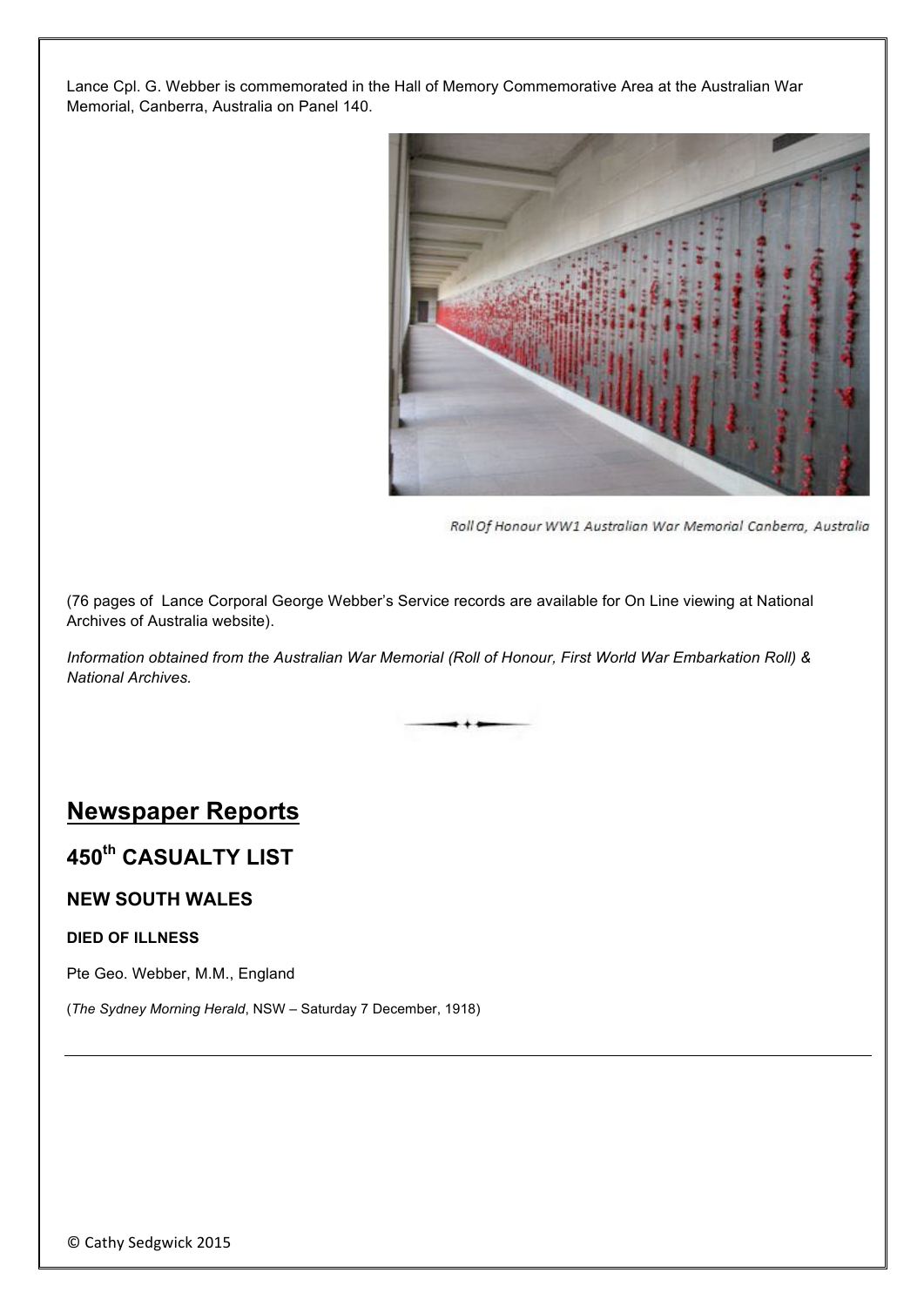Lance Cpl. G. Webber is commemorated in the Hall of Memory Commemorative Area at the Australian War Memorial, Canberra, Australia on Panel 140.

Roll Of Honour WW1 Australian War Memorial Canberra, Australia

(76 pages of Lance Corporal George Webber's Service records are available for On Line viewing at National Archives of Australia website).

*Information obtained from the Australian War Memorial (Roll of Honour, First World War Embarkation Roll) & National Archives.*

## Newspaper Reports

### 450th CASUALTY LIST

#### NEW SOUTH WALES

**DIED OF ILLNESS**

Pte Geo. Webber, M.M., England

(*The Sydney Morning Herald*, NSW – Saturday 7 December, 1918)

---

© Cathy Sedgwick 2015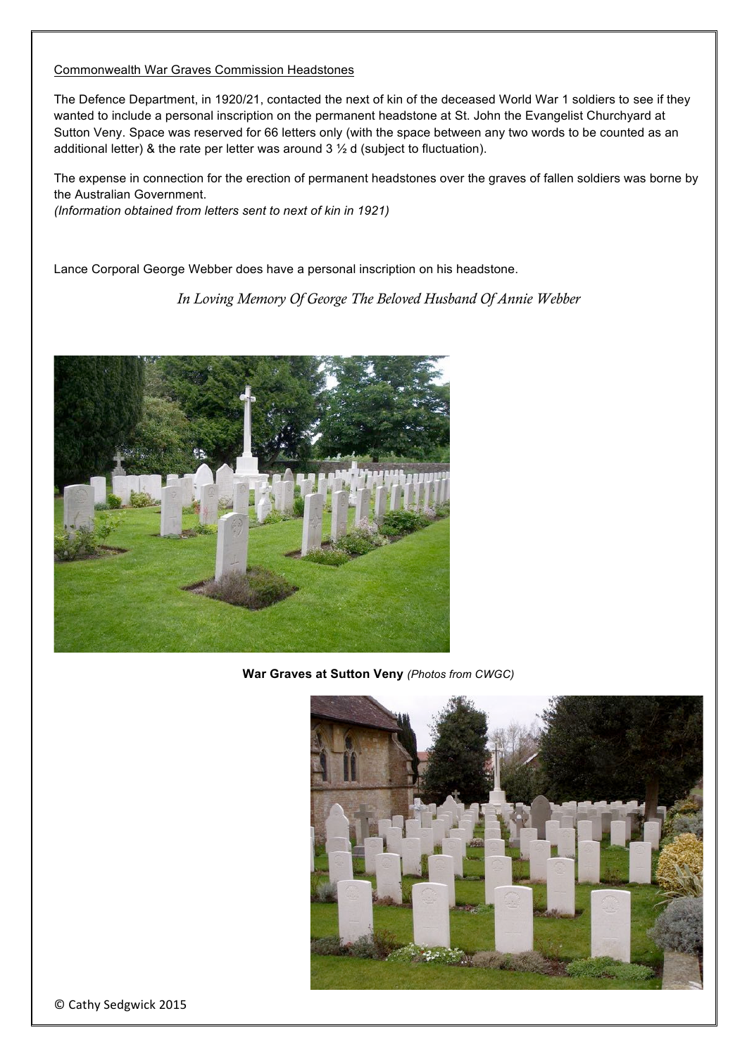Commonwealth War Graves Commission Headstones

The Defence Department, in 1920/21, contacted the next of kin of the deceased World War 1 soldiers to see if they wanted to include a personal inscription on the permanent headstone at St. John the Evangelist Churchyard at Sutton Veny. Space was reserved for 66 letters only (with the space between any two words to be counted as an additional letter) & the rate per letter was around 3 ½ d (subject to fluctuation).

The expense in connection for the erection of permanent headstones over the graves of fallen soldiers was borne by the Australian Government.
*(Information obtained from letters sent to next of kin in 1921)*

Lance Corporal George Webber does have a personal inscription on his headstone.

*In Loving Memory Of George The Beloved Husband Of Annie Webber*

**War Graves at Sutton Veny** *(Photos from CWGC)*

© Cathy Sedgwick 2015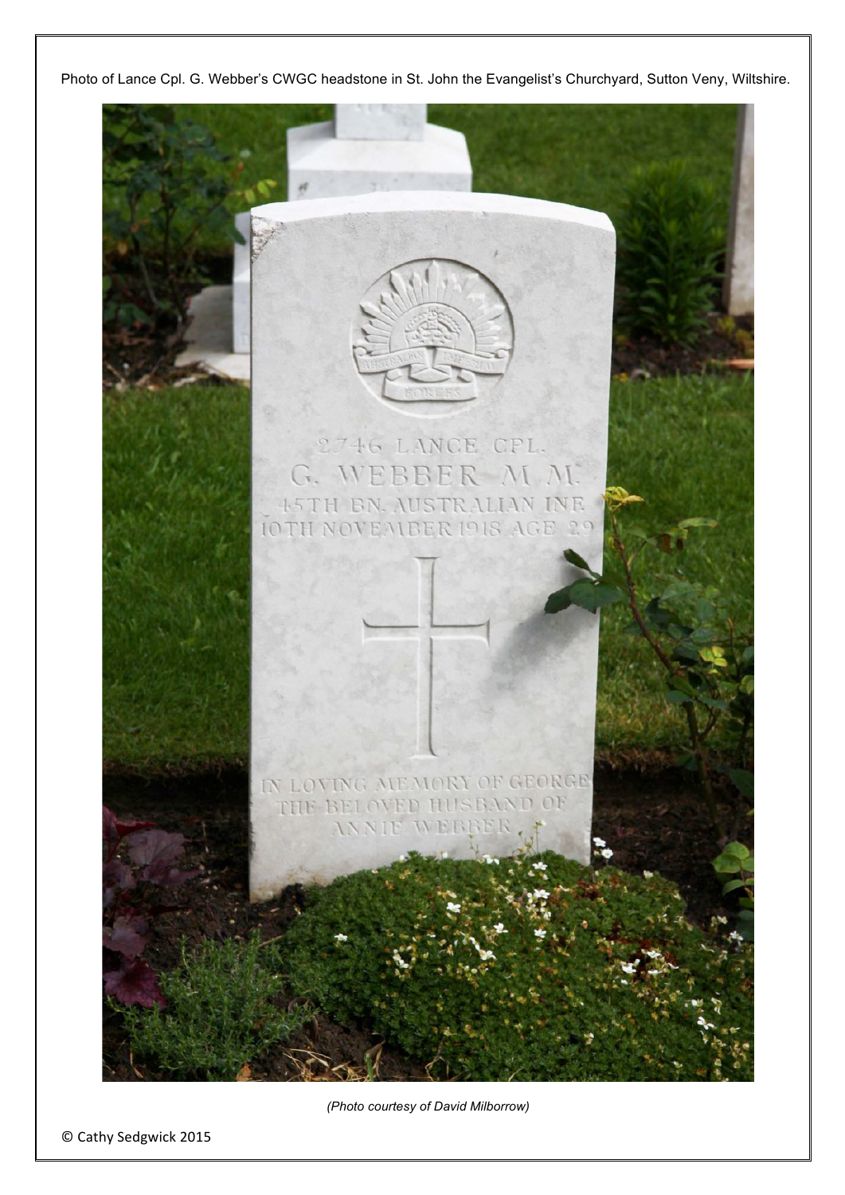Photo of Lance Cpl. G. Webber's CWGC headstone in St. John the Evangelist's Churchyard, Sutton Veny, Wiltshire.

*(Photo courtesy of David Milborrow)*

© Cathy Sedgwick 2015